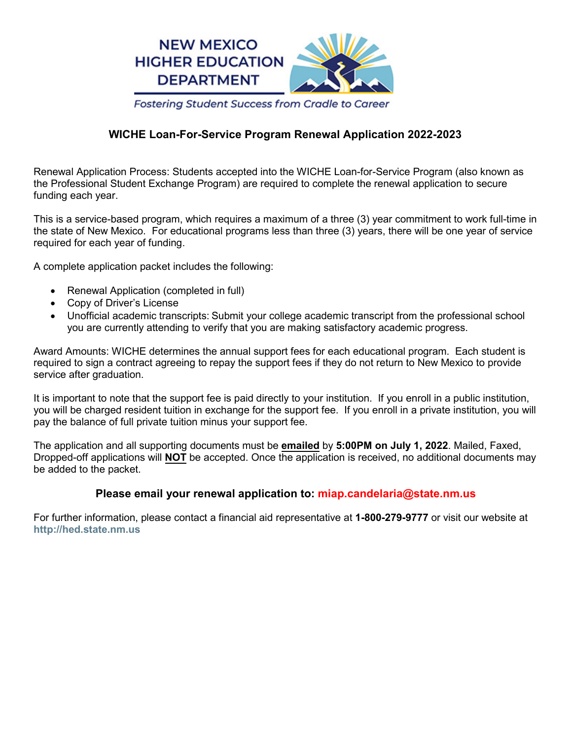NEW MEXICO HIGHER EDUCATION DEPARTMENT

*Fostering Student Success from Cradle to Career*

# WICHE Loan-For-Service Program Renewal Application 2022-2023

Renewal Application Process: Students accepted into the WICHE Loan-for-Service Program (also known as the Professional Student Exchange Program) are required to complete the renewal application to secure funding each year.

This is a service-based program, which requires a maximum of a three (3) year commitment to work full-time in the state of New Mexico. For educational programs less than three (3) years, there will be one year of service required for each year of funding.

A complete application packet includes the following:

- Renewal Application (completed in full)
- Copy of Driver's License
- Unofficial academic transcripts: Submit your college academic transcript from the professional school you are currently attending to verify that you are making satisfactory academic progress.

Award Amounts: WICHE determines the annual support fees for each educational program. Each student is required to sign a contract agreeing to repay the support fees if they do not return to New Mexico to provide service after graduation.

It is important to note that the support fee is paid directly to your institution. If you enroll in a public institution, you will be charged resident tuition in exchange for the support fee. If you enroll in a private institution, you will pay the balance of full private tuition minus your support fee.

The application and all supporting documents must be **emailed** by **5:00PM on July 1, 2022**. Mailed, Faxed, Dropped-off applications will **NOT** be accepted. Once the application is received, no additional documents may be added to the packet.

**Please email your renewal application to: miap.candelaria@state.nm.us**

For further information, please contact a financial aid representative at **1-800-279-9777** or visit our website at **http://hed.state.nm.us**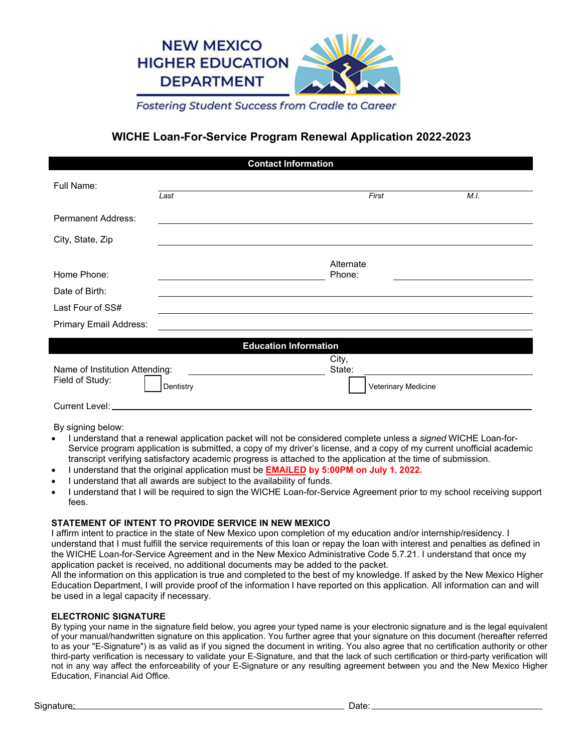NEW MEXICO HIGHER EDUCATION DEPARTMENT

*Fostering Student Success from Cradle to Career*

# WICHE Loan-For-Service Program Renewal Application 2022-2023

## Contact Information

Full Name: ______________________________________________
*Last* *First* *M.I.*

Permanent Address: ______________________________________________

City, State, Zip ______________________________________________

Home Phone: ____________________ Alternate Phone: ____________________

Date of Birth: ______________________________________________

Last Four of SS# ______________________________________________

Primary Email Address: ______________________________________________

## Education Information

Name of Institution Attending: ____________________ City, State: ____________________

Field of Study: ☐ Dentistry ☐ Veterinary Medicine

Current Level: ______________________________________________

By signing below:

- I understand that a renewal application packet will not be considered complete unless a *signed* WICHE Loan-for-Service program application is submitted, a copy of my driver's license, and a copy of my current unofficial academic transcript verifying satisfactory academic progress is attached to the application at the time of submission.
- I understand that the original application must be **EMAILED by 5:00PM on July 1, 2022.**
- I understand that all awards are subject to the availability of funds.
- I understand that I will be required to sign the WICHE Loan-for-Service Agreement prior to my school receiving support fees.

**STATEMENT OF INTENT TO PROVIDE SERVICE IN NEW MEXICO**

I affirm intent to practice in the state of New Mexico upon completion of my education and/or internship/residency. I understand that I must fulfill the service requirements of this loan or repay the loan with interest and penalties as defined in the WICHE Loan-for-Service Agreement and in the New Mexico Administrative Code 5.7.21. I understand that once my application packet is received, no additional documents may be added to the packet.

All the information on this application is true and completed to the best of my knowledge. If asked by the New Mexico Higher Education Department, I will provide proof of the information I have reported on this application. All information can and will be used in a legal capacity if necessary.

**ELECTRONIC SIGNATURE**

By typing your name in the signature field below, you agree your typed name is your electronic signature and is the legal equivalent of your manual/handwritten signature on this application. You further agree that your signature on this document (hereafter referred to as your "E-Signature") is as valid as if you signed the document in writing. You also agree that no certification authority or other third-party verification is necessary to validate your E-Signature, and that the lack of such certification or third-party verification will not in any way affect the enforceability of your E-Signature or any resulting agreement between you and the New Mexico Higher Education, Financial Aid Office.

Signature: ______________________________ Date: ____________________